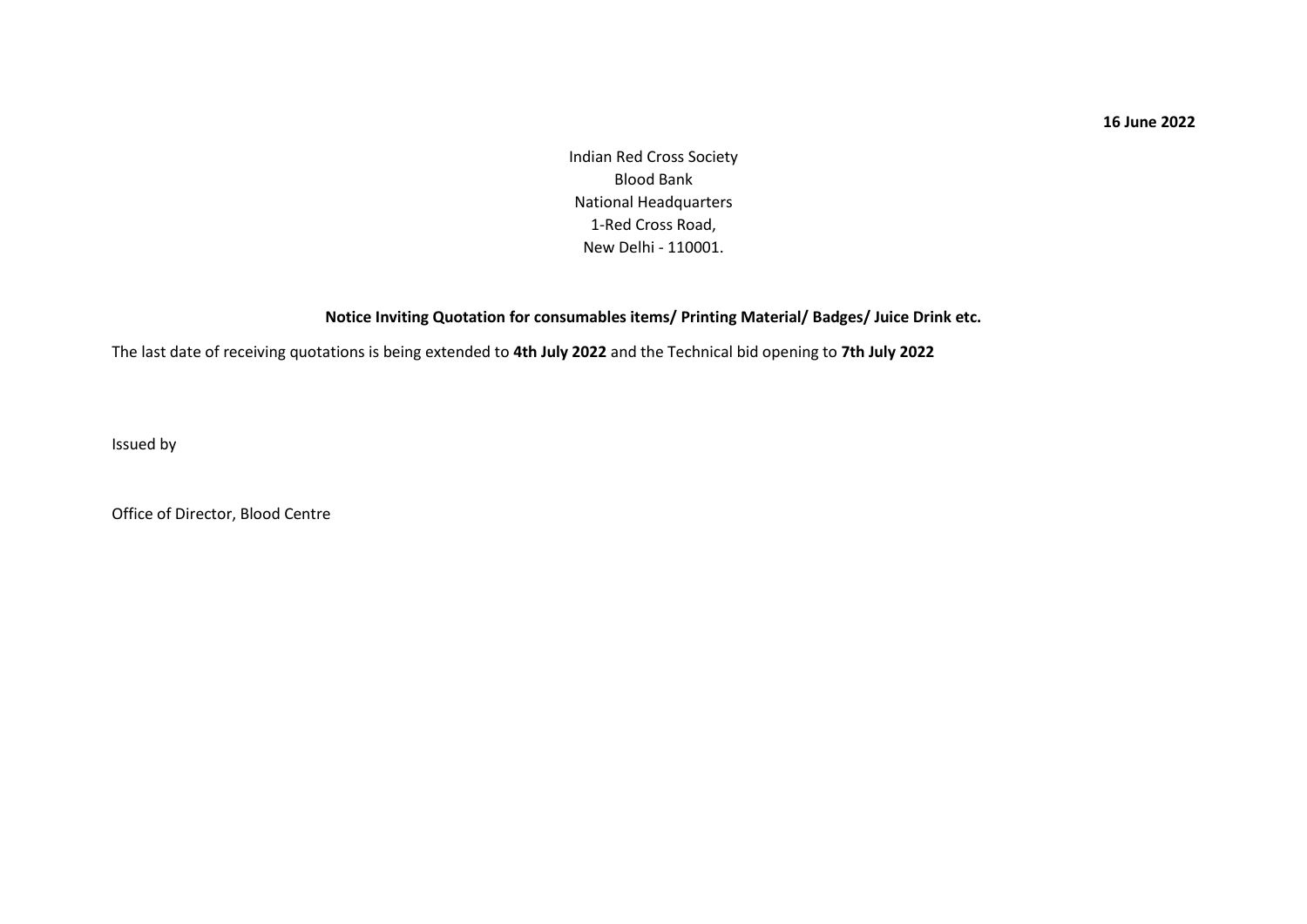**16 June 2022**

Indian Red Cross Society
Blood Bank
National Headquarters
1-Red Cross Road,
New Delhi - 110001.

**Notice Inviting Quotation for consumables items/ Printing Material/ Badges/ Juice Drink etc.**

The last date of receiving quotations is being extended to **4th July 2022** and the Technical bid opening to **7th July 2022**

Issued by

Office of Director, Blood Centre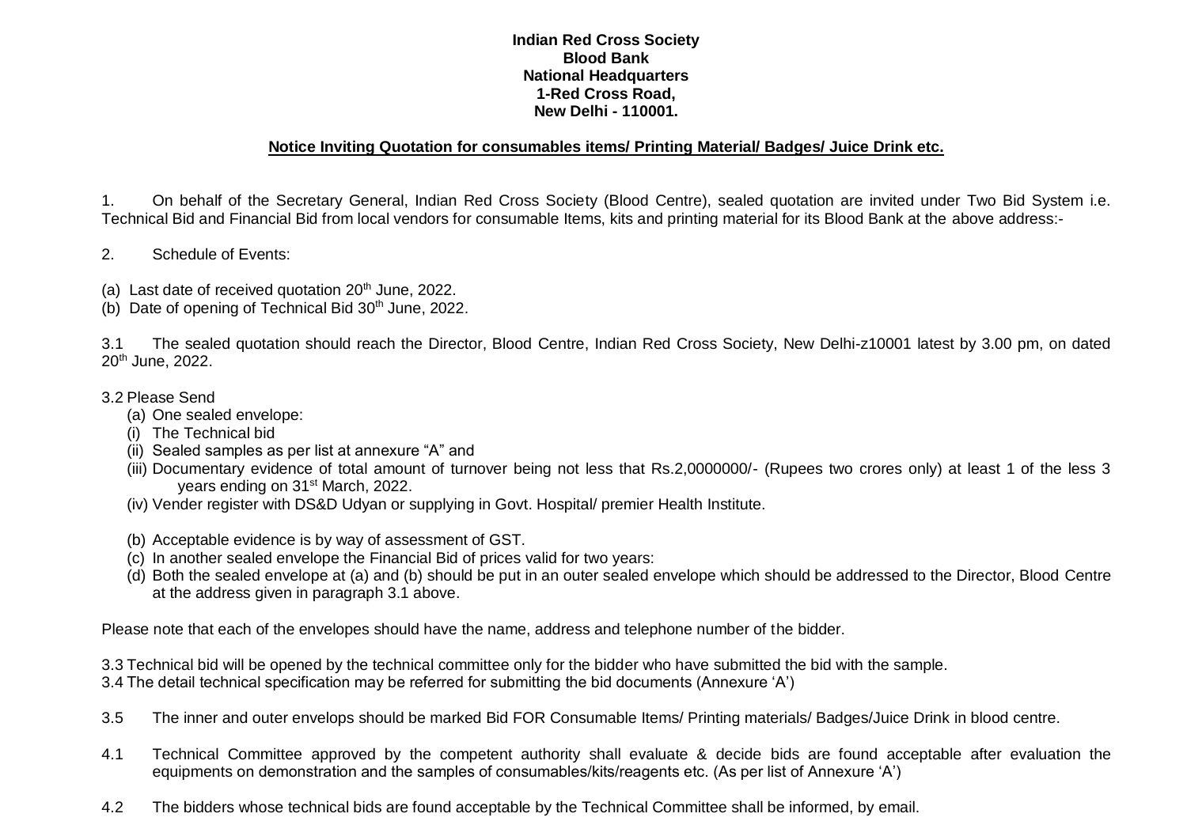**Indian Red Cross Society**
**Blood Bank**
**National Headquarters**
**1-Red Cross Road,**
**New Delhi - 110001.**

**Notice Inviting Quotation for consumables items/ Printing Material/ Badges/ Juice Drink etc.**

1. On behalf of the Secretary General, Indian Red Cross Society (Blood Centre), sealed quotation are invited under Two Bid System i.e. Technical Bid and Financial Bid from local vendors for consumable Items, kits and printing material for its Blood Bank at the above address:-

2. Schedule of Events:

(a) Last date of received quotation 20th June, 2022.
(b) Date of opening of Technical Bid 30th June, 2022.

3.1 The sealed quotation should reach the Director, Blood Centre, Indian Red Cross Society, New Delhi-z10001 latest by 3.00 pm, on dated 20th June, 2022.

3.2 Please Send

(a) One sealed envelope:
(i) The Technical bid
(ii) Sealed samples as per list at annexure "A" and
(iii) Documentary evidence of total amount of turnover being not less that Rs.2,0000000/- (Rupees two crores only) at least 1 of the less 3 years ending on 31st March, 2022.
(iv) Vender register with DS&D Udyan or supplying in Govt. Hospital/ premier Health Institute.

(b) Acceptable evidence is by way of assessment of GST.
(c) In another sealed envelope the Financial Bid of prices valid for two years:
(d) Both the sealed envelope at (a) and (b) should be put in an outer sealed envelope which should be addressed to the Director, Blood Centre at the address given in paragraph 3.1 above.

Please note that each of the envelopes should have the name, address and telephone number of the bidder.

3.3 Technical bid will be opened by the technical committee only for the bidder who have submitted the bid with the sample.
3.4 The detail technical specification may be referred for submitting the bid documents (Annexure 'A')

3.5 The inner and outer envelops should be marked Bid FOR Consumable Items/ Printing materials/ Badges/Juice Drink in blood centre.

4.1 Technical Committee approved by the competent authority shall evaluate & decide bids are found acceptable after evaluation the equipments on demonstration and the samples of consumables/kits/reagents etc. (As per list of Annexure 'A')

4.2 The bidders whose technical bids are found acceptable by the Technical Committee shall be informed, by email.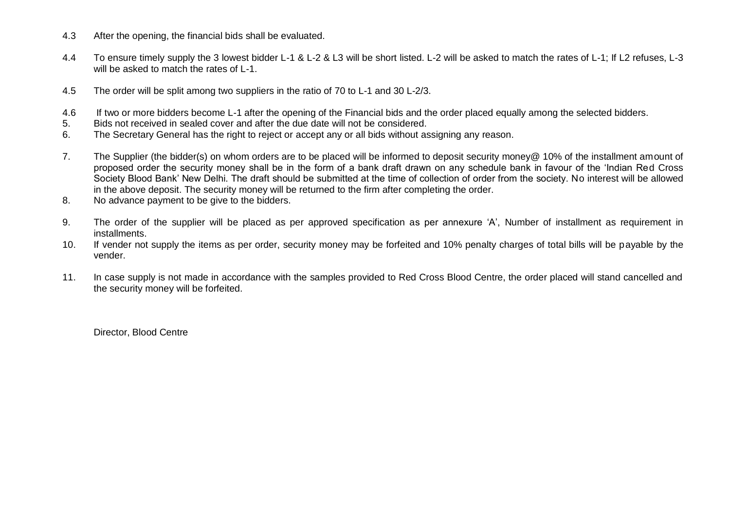4.3 After the opening, the financial bids shall be evaluated.

4.4 To ensure timely supply the 3 lowest bidder L-1 & L-2 & L3 will be short listed. L-2 will be asked to match the rates of L-1; If L2 refuses, L-3 will be asked to match the rates of L-1.

4.5 The order will be split among two suppliers in the ratio of 70 to L-1 and 30 L-2/3.

4.6 If two or more bidders become L-1 after the opening of the Financial bids and the order placed equally among the selected bidders.

5. Bids not received in sealed cover and after the due date will not be considered.

6. The Secretary General has the right to reject or accept any or all bids without assigning any reason.

7. The Supplier (the bidder(s) on whom orders are to be placed will be informed to deposit security money@ 10% of the installment amount of proposed order the security money shall be in the form of a bank draft drawn on any schedule bank in favour of the 'Indian Red Cross Society Blood Bank' New Delhi. The draft should be submitted at the time of collection of order from the society. No interest will be allowed in the above deposit. The security money will be returned to the firm after completing the order.

8. No advance payment to be give to the bidders.

9. The order of the supplier will be placed as per approved specification as per annexure 'A', Number of installment as requirement in installments.

10. If vender not supply the items as per order, security money may be forfeited and 10% penalty charges of total bills will be payable by the vender.

11. In case supply is not made in accordance with the samples provided to Red Cross Blood Centre, the order placed will stand cancelled and the security money will be forfeited.

Director, Blood Centre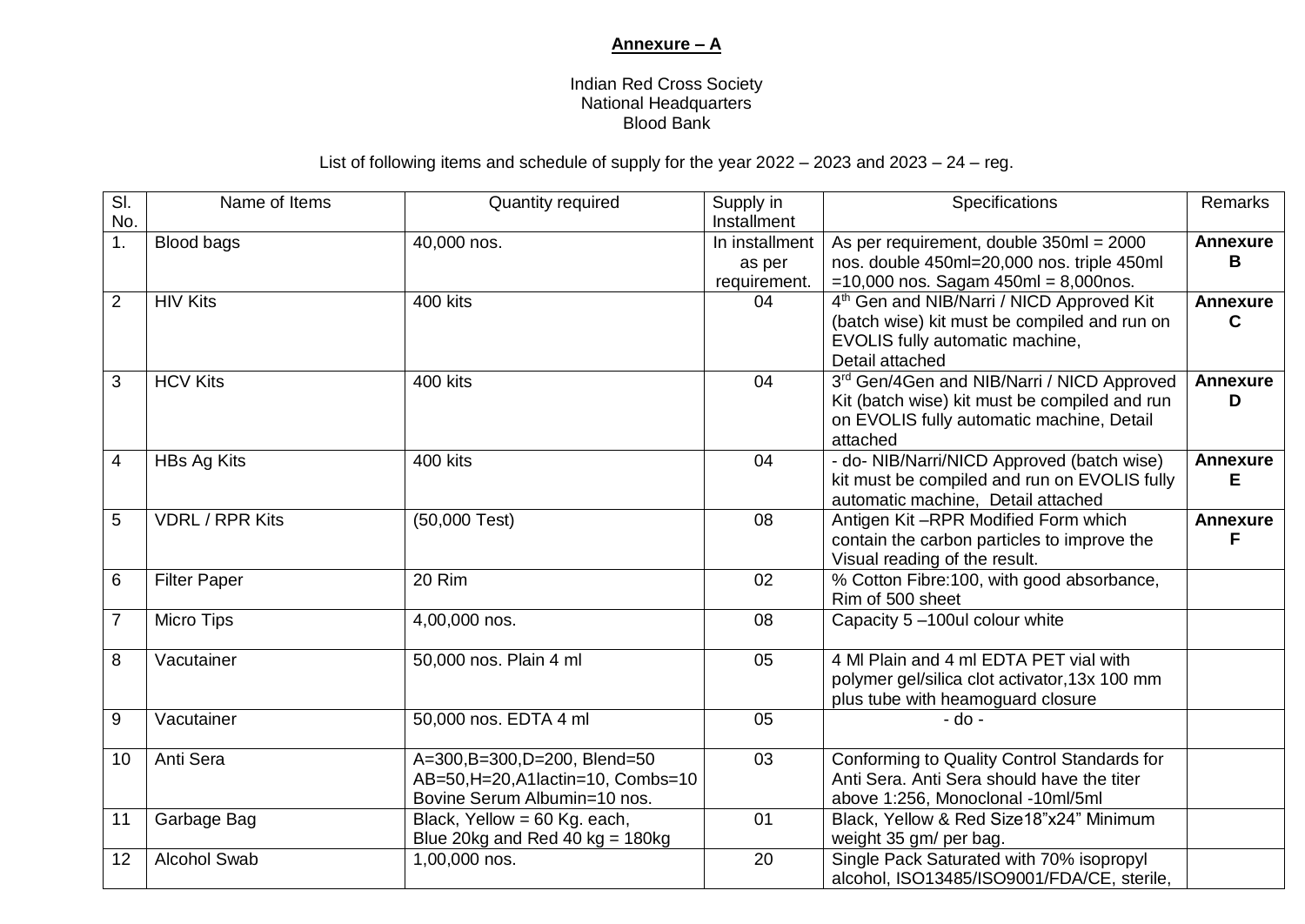**Annexure – A**

Indian Red Cross Society
National Headquarters
Blood Bank

List of following items and schedule of supply for the year 2022 – 2023 and 2023 – 24 – reg.

| Sl. No. | Name of Items | Quantity required | Supply in Installment | Specifications | Remarks |
|---|---|---|---|---|---|
| 1. | Blood bags | 40,000 nos. | In installment as per requirement. | As per requirement, double 350ml = 2000 nos. double 450ml=20,000 nos. triple 450ml =10,000 nos. Sagam 450ml = 8,000nos. | **Annexure B** |
| 2 | HIV Kits | 400 kits | 04 | 4th Gen and NIB/Narri / NICD Approved Kit (batch wise) kit must be compiled and run on EVOLIS fully automatic machine, Detail attached | **Annexure C** |
| 3 | HCV Kits | 400 kits | 04 | 3rd Gen/4Gen and NIB/Narri / NICD Approved Kit (batch wise) kit must be compiled and run on EVOLIS fully automatic machine, Detail attached | **Annexure D** |
| 4 | HBs Ag Kits | 400 kits | 04 | - do- NIB/Narri/NICD Approved (batch wise) kit must be compiled and run on EVOLIS fully automatic machine, Detail attached | **Annexure E** |
| 5 | VDRL / RPR Kits | (50,000 Test) | 08 | Antigen Kit –RPR Modified Form which contain the carbon particles to improve the Visual reading of the result. | **Annexure F** |
| 6 | Filter Paper | 20 Rim | 02 | % Cotton Fibre:100, with good absorbance, Rim of 500 sheet | |
| 7 | Micro Tips | 4,00,000 nos. | 08 | Capacity 5 –100ul colour white | |
| 8 | Vacutainer | 50,000 nos. Plain 4 ml | 05 | 4 Ml Plain and 4 ml EDTA PET vial with polymer gel/silica clot activator,13x 100 mm plus tube with heamoguard closure | |
| 9 | Vacutainer | 50,000 nos. EDTA 4 ml | 05 | - do - | |
| 10 | Anti Sera | A=300,B=300,D=200, Blend=50 AB=50,H=20,A1lactin=10, Combs=10 Bovine Serum Albumin=10 nos. | 03 | Conforming to Quality Control Standards for Anti Sera. Anti Sera should have the titer above 1:256, Monoclonal -10ml/5ml | |
| 11 | Garbage Bag | Black, Yellow = 60 Kg. each, Blue 20kg and Red 40 kg = 180kg | 01 | Black, Yellow & Red Size18"x24" Minimum weight 35 gm/ per bag. | |
| 12 | Alcohol Swab | 1,00,000 nos. | 20 | Single Pack Saturated with 70% isopropyl alcohol, ISO13485/ISO9001/FDA/CE, sterile, | |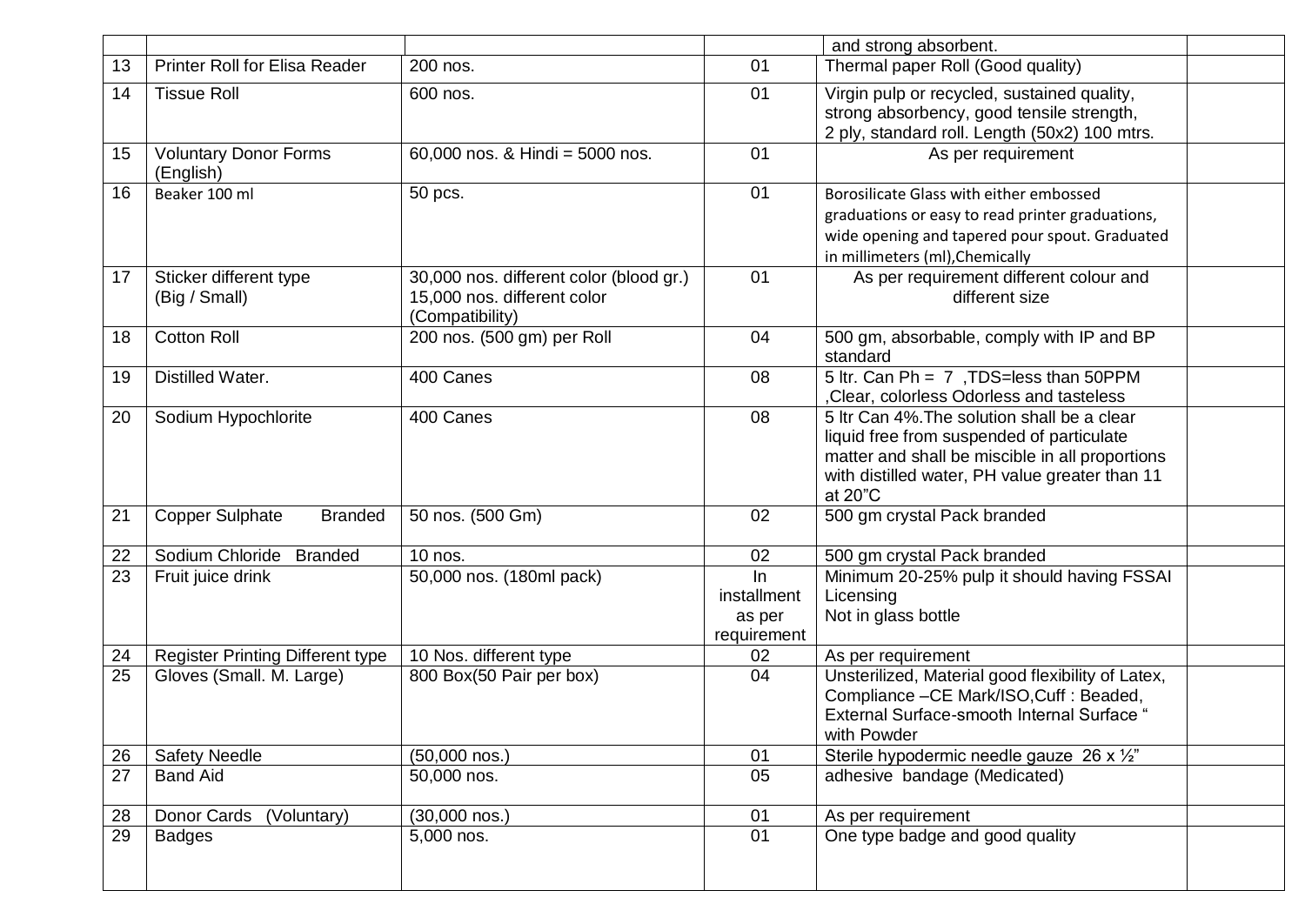| | | | | | |
|---|---|---|---|---|---|
| | | | | and strong absorbent. | |
| 13 | Printer Roll for Elisa Reader | 200 nos. | 01 | Thermal paper Roll (Good quality) | |
| 14 | Tissue Roll | 600 nos. | 01 | Virgin pulp or recycled, sustained quality, strong absorbency, good tensile strength, 2 ply, standard roll. Length (50x2) 100 mtrs. | |
| 15 | Voluntary Donor Forms (English) | 60,000 nos. & Hindi = 5000 nos. | 01 | As per requirement | |
| 16 | Beaker 100 ml | 50 pcs. | 01 | Borosilicate Glass with either embossed graduations or easy to read printer graduations, wide opening and tapered pour spout. Graduated in millimeters (ml),Chemically | |
| 17 | Sticker different type (Big / Small) | 30,000 nos. different color (blood gr.) 15,000 nos. different color (Compatibility) | 01 | As per requirement different colour and different size | |
| 18 | Cotton Roll | 200 nos. (500 gm) per Roll | 04 | 500 gm, absorbable, comply with IP and BP standard | |
| 19 | Distilled Water. | 400 Canes | 08 | 5 ltr. Can Ph = 7 ,TDS=less than 50PPM ,Clear, colorless Odorless and tasteless | |
| 20 | Sodium Hypochlorite | 400 Canes | 08 | 5 ltr Can 4%.The solution shall be a clear liquid free from suspended of particulate matter and shall be miscible in all proportions with distilled water, PH value greater than 11 at 20"C | |
| 21 | Copper Sulphate Branded | 50 nos. (500 Gm) | 02 | 500 gm crystal Pack branded | |
| 22 | Sodium Chloride Branded | 10 nos. | 02 | 500 gm crystal Pack branded | |
| 23 | Fruit juice drink | 50,000 nos. (180ml pack) | In installment as per requirement | Minimum 20-25% pulp it should having FSSAI Licensing Not in glass bottle | |
| 24 | Register Printing Different type | 10 Nos. different type | 02 | As per requirement | |
| 25 | Gloves (Small. M. Large) | 800 Box(50 Pair per box) | 04 | Unsterilized, Material good flexibility of Latex, Compliance –CE Mark/ISO,Cuff : Beaded, External Surface-smooth Internal Surface " with Powder | |
| 26 | Safety Needle | (50,000 nos.) | 01 | Sterile hypodermic needle gauze 26 x ½" | |
| 27 | Band Aid | 50,000 nos. | 05 | adhesive bandage (Medicated) | |
| 28 | Donor Cards (Voluntary) | (30,000 nos.) | 01 | As per requirement | |
| 29 | Badges | 5,000 nos. | 01 | One type badge and good quality | |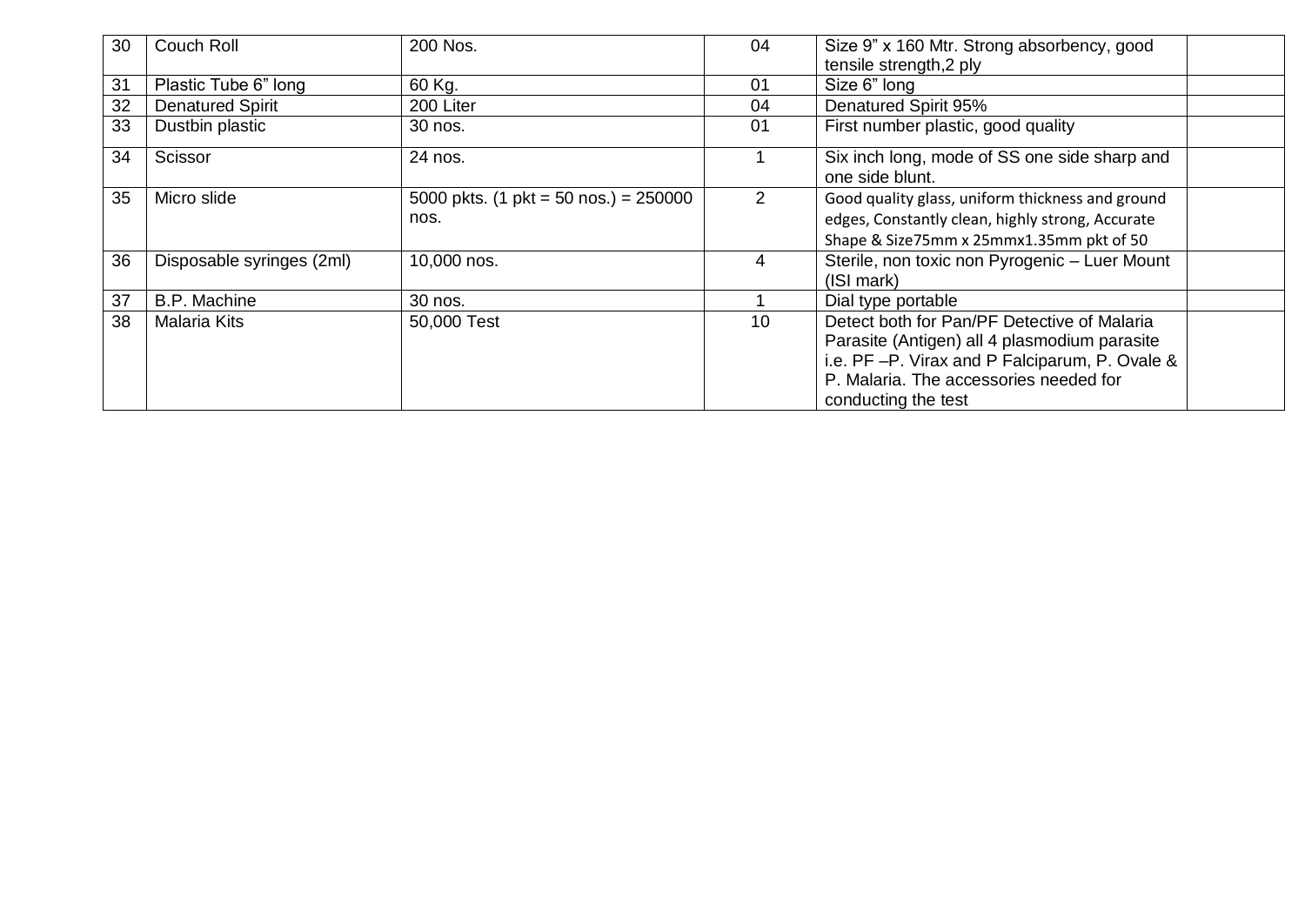| 30 | Couch Roll | 200 Nos. | 04 | Size 9" x 160 Mtr. Strong absorbency, good tensile strength,2 ply | |
|---|---|---|---|---|---|
| 31 | Plastic Tube 6" long | 60 Kg. | 01 | Size 6" long | |
| 32 | Denatured Spirit | 200 Liter | 04 | Denatured Spirit 95% | |
| 33 | Dustbin plastic | 30 nos. | 01 | First number plastic, good quality | |
| 34 | Scissor | 24 nos. | 1 | Six inch long, mode of SS one side sharp and one side blunt. | |
| 35 | Micro slide | 5000 pkts. (1 pkt = 50 nos.) = 250000 nos. | 2 | Good quality glass, uniform thickness and ground edges, Constantly clean, highly strong, Accurate Shape & Size75mm x 25mmx1.35mm pkt of 50 | |
| 36 | Disposable syringes (2ml) | 10,000 nos. | 4 | Sterile, non toxic non Pyrogenic – Luer Mount (ISI mark) | |
| 37 | B.P. Machine | 30 nos. | 1 | Dial type portable | |
| 38 | Malaria Kits | 50,000 Test | 10 | Detect both for Pan/PF Detective of Malaria Parasite (Antigen) all 4 plasmodium parasite i.e. PF –P. Virax and P Falciparum, P. Ovale & P. Malaria. The accessories needed for conducting the test | |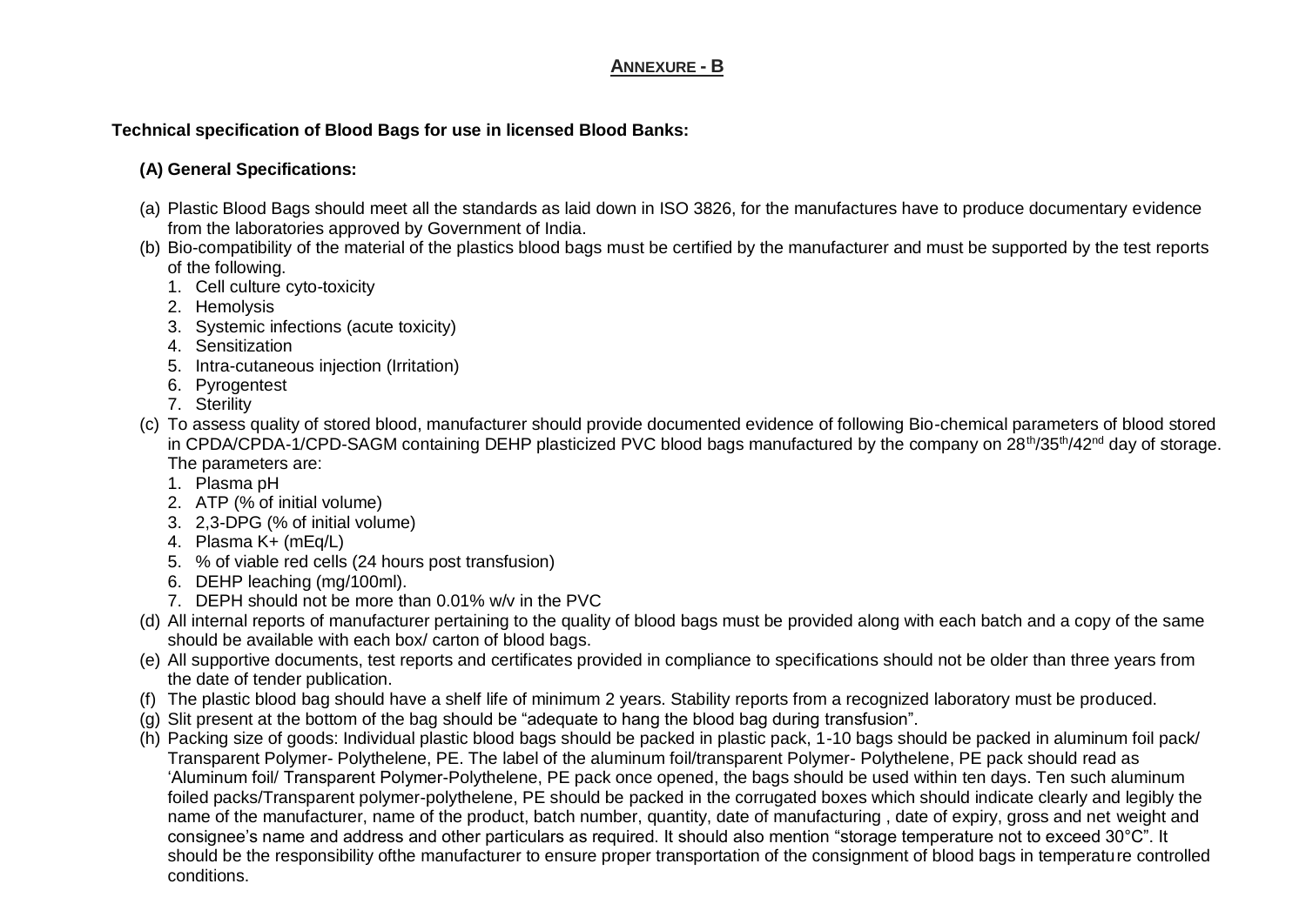## ANNEXURE - B

**Technical specification of Blood Bags for use in licensed Blood Banks:**

**(A) General Specifications:**

(a) Plastic Blood Bags should meet all the standards as laid down in ISO 3826, for the manufactures have to produce documentary evidence from the laboratories approved by Government of India.

(b) Bio-compatibility of the material of the plastics blood bags must be certified by the manufacturer and must be supported by the test reports of the following.
   1. Cell culture cyto-toxicity
   2. Hemolysis
   3. Systemic infections (acute toxicity)
   4. Sensitization
   5. Intra-cutaneous injection (Irritation)
   6. Pyrogentest
   7. Sterility

(c) To assess quality of stored blood, manufacturer should provide documented evidence of following Bio-chemical parameters of blood stored in CPDA/CPDA-1/CPD-SAGM containing DEHP plasticized PVC blood bags manufactured by the company on 28th/35th/42nd day of storage. The parameters are:
   1. Plasma pH
   2. ATP (% of initial volume)
   3. 2,3-DPG (% of initial volume)
   4. Plasma K+ (mEq/L)
   5. % of viable red cells (24 hours post transfusion)
   6. DEHP leaching (mg/100ml).
   7. DEPH should not be more than 0.01% w/v in the PVC

(d) All internal reports of manufacturer pertaining to the quality of blood bags must be provided along with each batch and a copy of the same should be available with each box/ carton of blood bags.

(e) All supportive documents, test reports and certificates provided in compliance to specifications should not be older than three years from the date of tender publication.

(f) The plastic blood bag should have a shelf life of minimum 2 years. Stability reports from a recognized laboratory must be produced.

(g) Slit present at the bottom of the bag should be "adequate to hang the blood bag during transfusion".

(h) Packing size of goods: Individual plastic blood bags should be packed in plastic pack, 1-10 bags should be packed in aluminum foil pack/ Transparent Polymer- Polythelene, PE. The label of the aluminum foil/transparent Polymer- Polythelene, PE pack should read as 'Aluminum foil/ Transparent Polymer-Polythelene, PE pack once opened, the bags should be used within ten days. Ten such aluminum foiled packs/Transparent polymer-polythelene, PE should be packed in the corrugated boxes which should indicate clearly and legibly the name of the manufacturer, name of the product, batch number, quantity, date of manufacturing , date of expiry, gross and net weight and consignee's name and address and other particulars as required. It should also mention "storage temperature not to exceed 30°C". It should be the responsibility ofthe manufacturer to ensure proper transportation of the consignment of blood bags in temperature controlled conditions.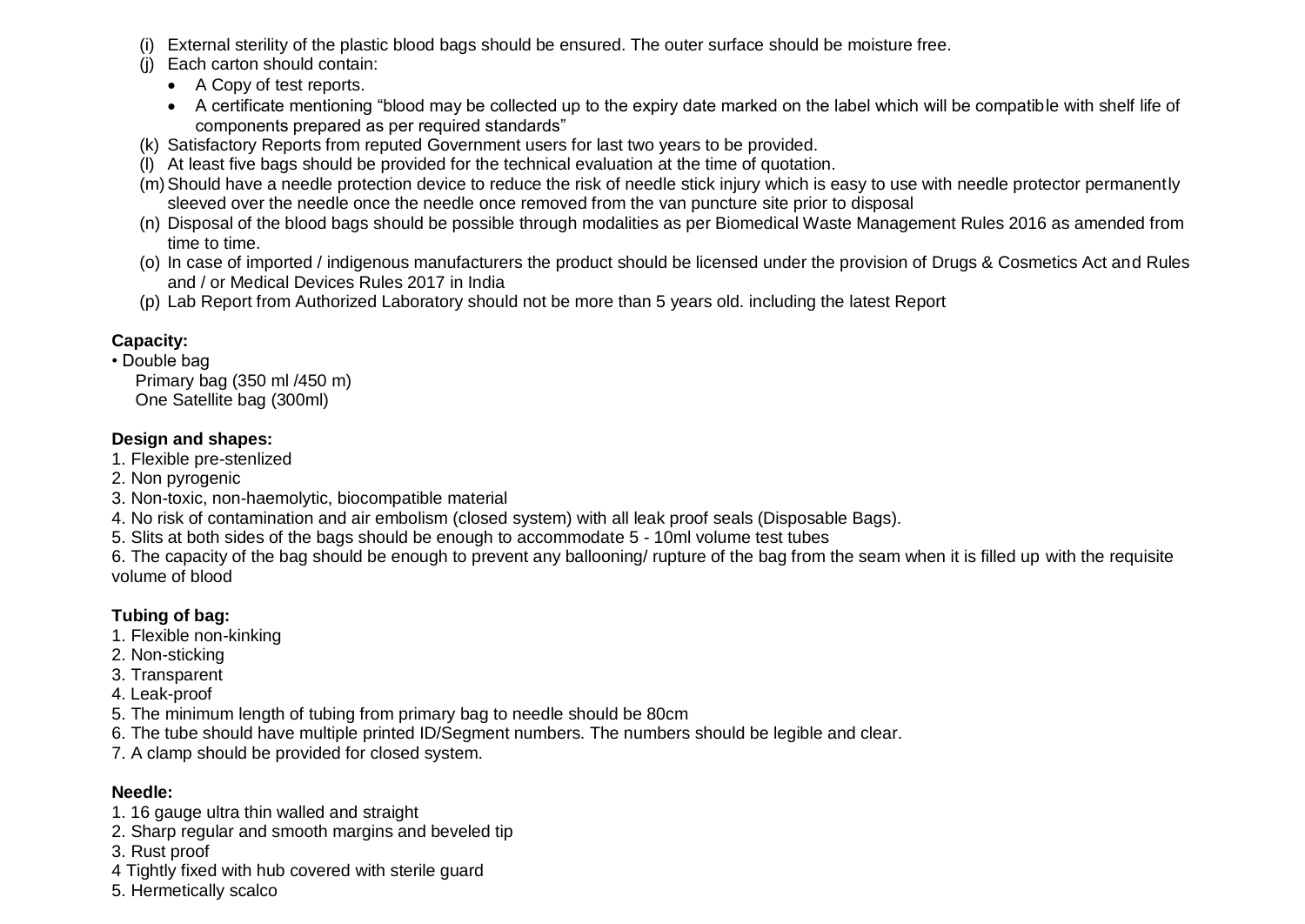(i) External sterility of the plastic blood bags should be ensured. The outer surface should be moisture free.

(j) Each carton should contain:

- A Copy of test reports.
- A certificate mentioning "blood may be collected up to the expiry date marked on the label which will be compatible with shelf life of components prepared as per required standards"

(k) Satisfactory Reports from reputed Government users for last two years to be provided.

(l) At least five bags should be provided for the technical evaluation at the time of quotation.

(m) Should have a needle protection device to reduce the risk of needle stick injury which is easy to use with needle protector permanently sleeved over the needle once the needle once removed from the van puncture site prior to disposal

(n) Disposal of the blood bags should be possible through modalities as per Biomedical Waste Management Rules 2016 as amended from time to time.

(o) In case of imported / indigenous manufacturers the product should be licensed under the provision of Drugs & Cosmetics Act and Rules and / or Medical Devices Rules 2017 in India

(p) Lab Report from Authorized Laboratory should not be more than 5 years old. including the latest Report

**Capacity:**

• Double bag
  Primary bag (350 ml /450 m)
  One Satellite bag (300ml)

**Design and shapes:**

1. Flexible pre-stenlized
2. Non pyrogenic
3. Non-toxic, non-haemolytic, biocompatible material
4. No risk of contamination and air embolism (closed system) with all leak proof seals (Disposable Bags).
5. Slits at both sides of the bags should be enough to accommodate 5 - 10ml volume test tubes
6. The capacity of the bag should be enough to prevent any ballooning/ rupture of the bag from the seam when it is filled up with the requisite volume of blood

**Tubing of bag:**

1. Flexible non-kinking
2. Non-sticking
3. Transparent
4. Leak-proof
5. The minimum length of tubing from primary bag to needle should be 80cm
6. The tube should have multiple printed ID/Segment numbers. The numbers should be legible and clear.
7. A clamp should be provided for closed system.

**Needle:**

1. 16 gauge ultra thin walled and straight
2. Sharp regular and smooth margins and beveled tip
3. Rust proof
4 Tightly fixed with hub covered with sterile guard
5. Hermetically scalco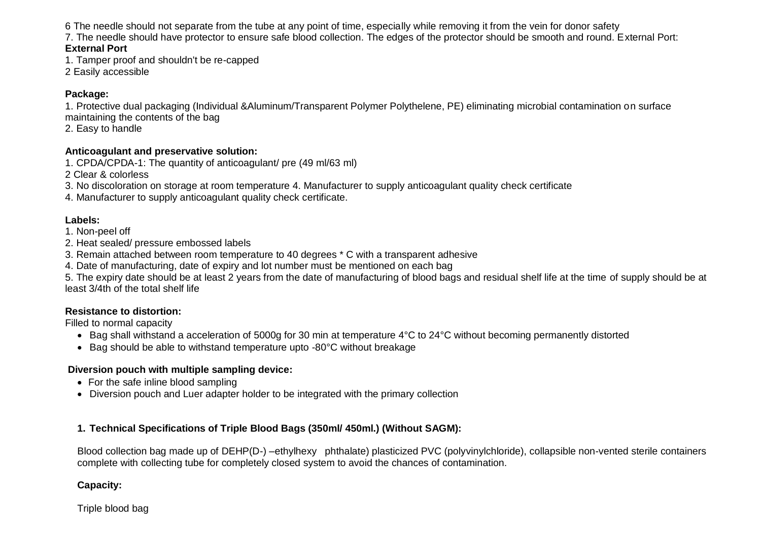6 The needle should not separate from the tube at any point of time, especially while removing it from the vein for donor safety

7. The needle should have protector to ensure safe blood collection. The edges of the protector should be smooth and round. External Port:

**External Port**

1. Tamper proof and shouldn't be re-capped

2 Easily accessible

**Package:**

1. Protective dual packaging (Individual &Aluminum/Transparent Polymer Polythelene, PE) eliminating microbial contamination on surface maintaining the contents of the bag

2. Easy to handle

**Anticoagulant and preservative solution:**

1. CPDA/CPDA-1: The quantity of anticoagulant/ pre (49 ml/63 ml)

2 Clear & colorless

3. No discoloration on storage at room temperature 4. Manufacturer to supply anticoagulant quality check certificate

4. Manufacturer to supply anticoagulant quality check certificate.

**Labels:**

1. Non-peel off

2. Heat sealed/ pressure embossed labels

3. Remain attached between room temperature to 40 degrees * C with a transparent adhesive

4. Date of manufacturing, date of expiry and lot number must be mentioned on each bag

5. The expiry date should be at least 2 years from the date of manufacturing of blood bags and residual shelf life at the time of supply should be at least 3/4th of the total shelf life

**Resistance to distortion:**

Filled to normal capacity

- Bag shall withstand a acceleration of 5000g for 30 min at temperature 4°C to 24°C without becoming permanently distorted
- Bag should be able to withstand temperature upto -80°C without breakage

**Diversion pouch with multiple sampling device:**

- For the safe inline blood sampling
- Diversion pouch and Luer adapter holder to be integrated with the primary collection

**1. Technical Specifications of Triple Blood Bags (350ml/ 450ml.) (Without SAGM):**

Blood collection bag made up of DEHP(D-) –ethylhexy phthalate) plasticized PVC (polyvinylchloride), collapsible non-vented sterile containers complete with collecting tube for completely closed system to avoid the chances of contamination.

**Capacity:**

Triple blood bag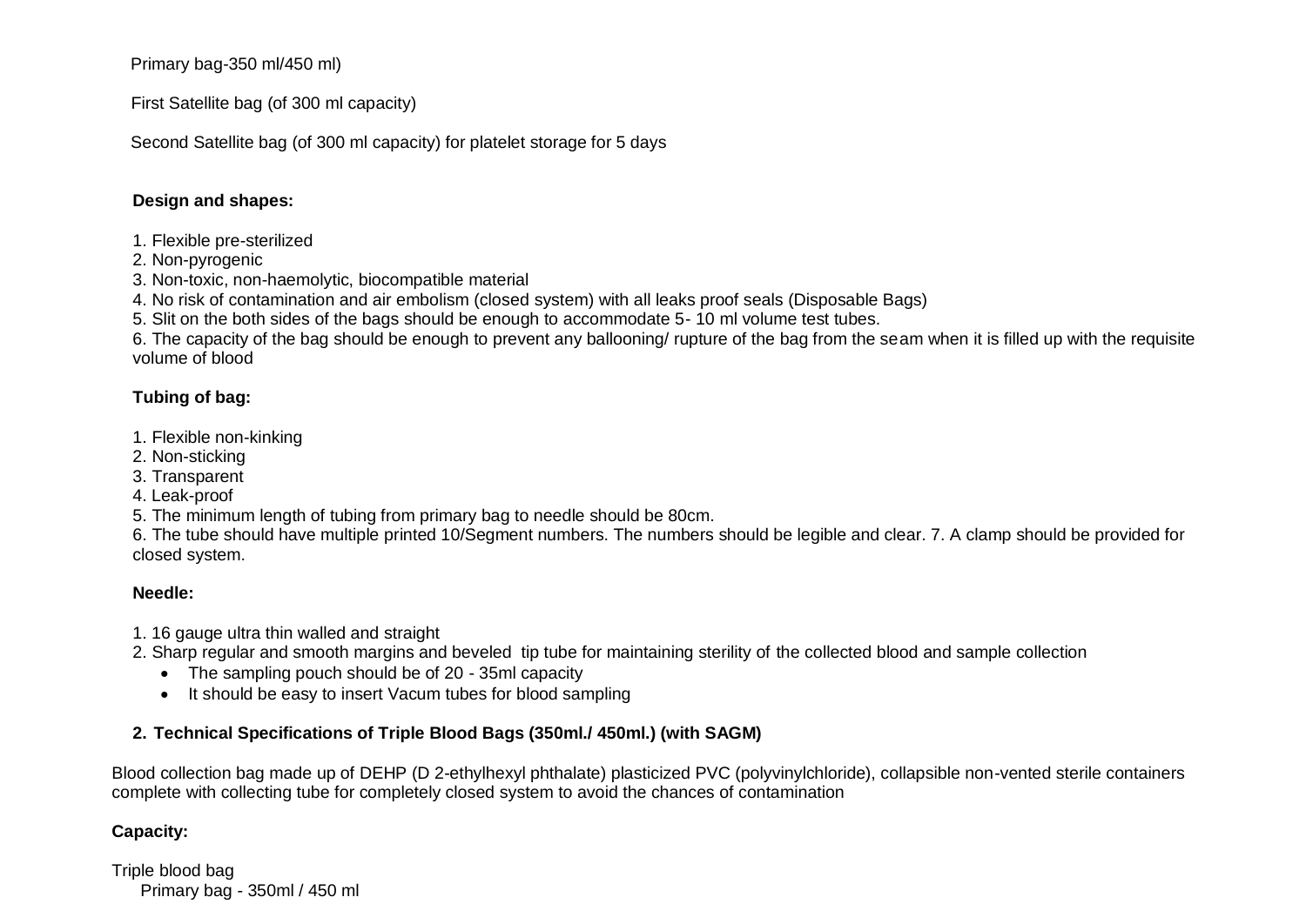Primary bag-350 ml/450 ml)

First Satellite bag (of 300 ml capacity)

Second Satellite bag (of 300 ml capacity) for platelet storage for 5 days

**Design and shapes:**

1. Flexible pre-sterilized
2. Non-pyrogenic
3. Non-toxic, non-haemolytic, biocompatible material
4. No risk of contamination and air embolism (closed system) with all leaks proof seals (Disposable Bags)
5. Slit on the both sides of the bags should be enough to accommodate 5- 10 ml volume test tubes.
6. The capacity of the bag should be enough to prevent any ballooning/ rupture of the bag from the seam when it is filled up with the requisite volume of blood

**Tubing of bag:**

1. Flexible non-kinking
2. Non-sticking
3. Transparent
4. Leak-proof
5. The minimum length of tubing from primary bag to needle should be 80cm.
6. The tube should have multiple printed 10/Segment numbers. The numbers should be legible and clear. 7. A clamp should be provided for closed system.

**Needle:**

1. 16 gauge ultra thin walled and straight
2. Sharp regular and smooth margins and beveled tip tube for maintaining sterility of the collected blood and sample collection
   - The sampling pouch should be of 20 - 35ml capacity
   - It should be easy to insert Vacum tubes for blood sampling

**2. Technical Specifications of Triple Blood Bags (350ml./ 450ml.) (with SAGM)**

Blood collection bag made up of DEHP (D 2-ethylhexyl phthalate) plasticized PVC (polyvinylchloride), collapsible non-vented sterile containers complete with collecting tube for completely closed system to avoid the chances of contamination

**Capacity:**

Triple blood bag
  Primary bag - 350ml / 450 ml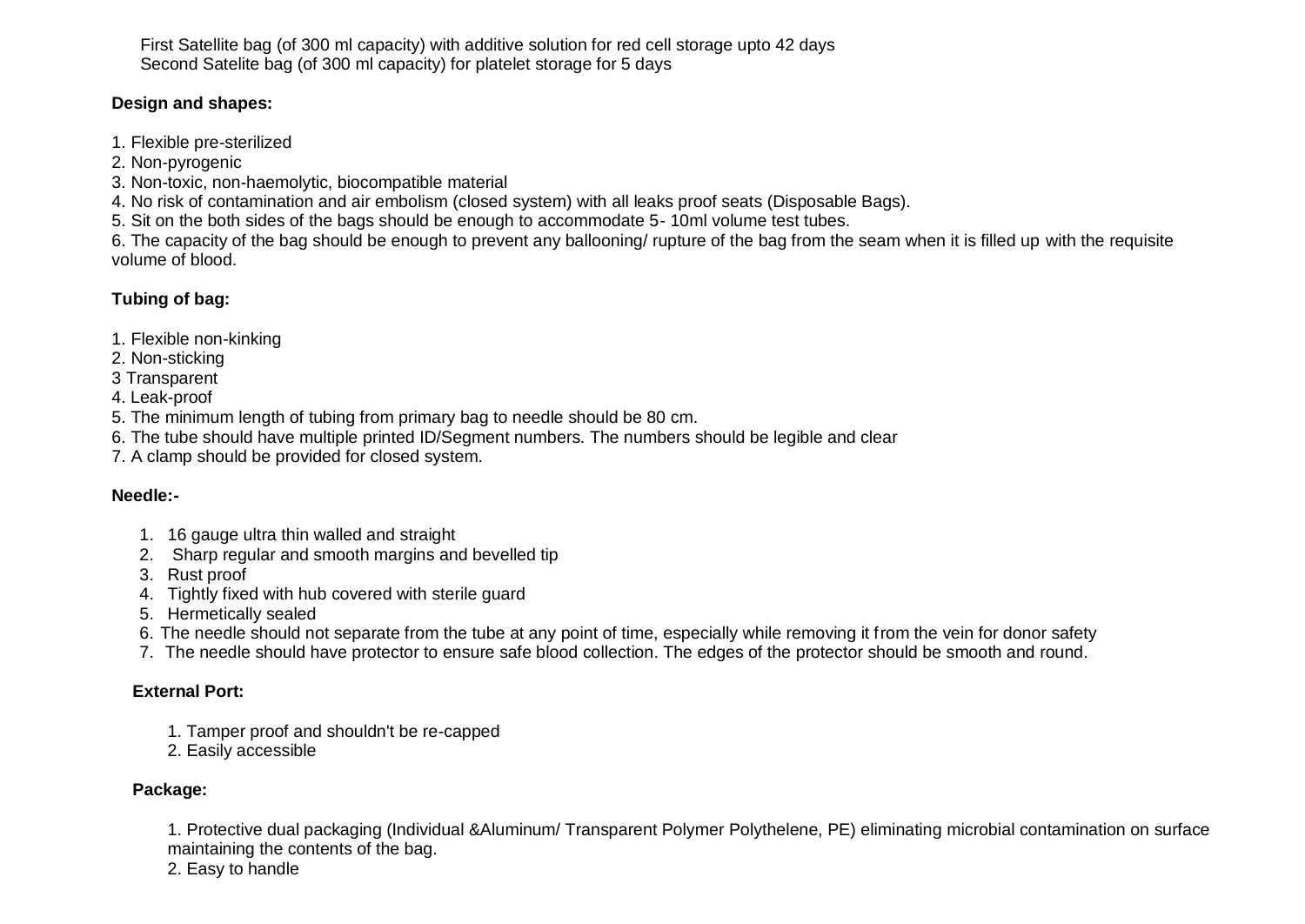First Satellite bag (of 300 ml capacity) with additive solution for red cell storage upto 42 days
Second Satelite bag (of 300 ml capacity) for platelet storage for 5 days

**Design and shapes:**

1. Flexible pre-sterilized
2. Non-pyrogenic
3. Non-toxic, non-haemolytic, biocompatible material
4. No risk of contamination and air embolism (closed system) with all leaks proof seats (Disposable Bags).
5. Sit on the both sides of the bags should be enough to accommodate 5- 10ml volume test tubes.
6. The capacity of the bag should be enough to prevent any ballooning/ rupture of the bag from the seam when it is filled up with the requisite volume of blood.

**Tubing of bag:**

1. Flexible non-kinking
2. Non-sticking
3 Transparent
4. Leak-proof
5. The minimum length of tubing from primary bag to needle should be 80 cm.
6. The tube should have multiple printed ID/Segment numbers. The numbers should be legible and clear
7. A clamp should be provided for closed system.

**Needle:-**

1. 16 gauge ultra thin walled and straight
2. Sharp regular and smooth margins and bevelled tip
3. Rust proof
4. Tightly fixed with hub covered with sterile guard
5. Hermetically sealed
6. The needle should not separate from the tube at any point of time, especially while removing it from the vein for donor safety
7. The needle should have protector to ensure safe blood collection. The edges of the protector should be smooth and round.

**External Port:**

1. Tamper proof and shouldn't be re-capped
2. Easily accessible

**Package:**

1. Protective dual packaging (Individual &Aluminum/ Transparent Polymer Polythelene, PE) eliminating microbial contamination on surface maintaining the contents of the bag.
2. Easy to handle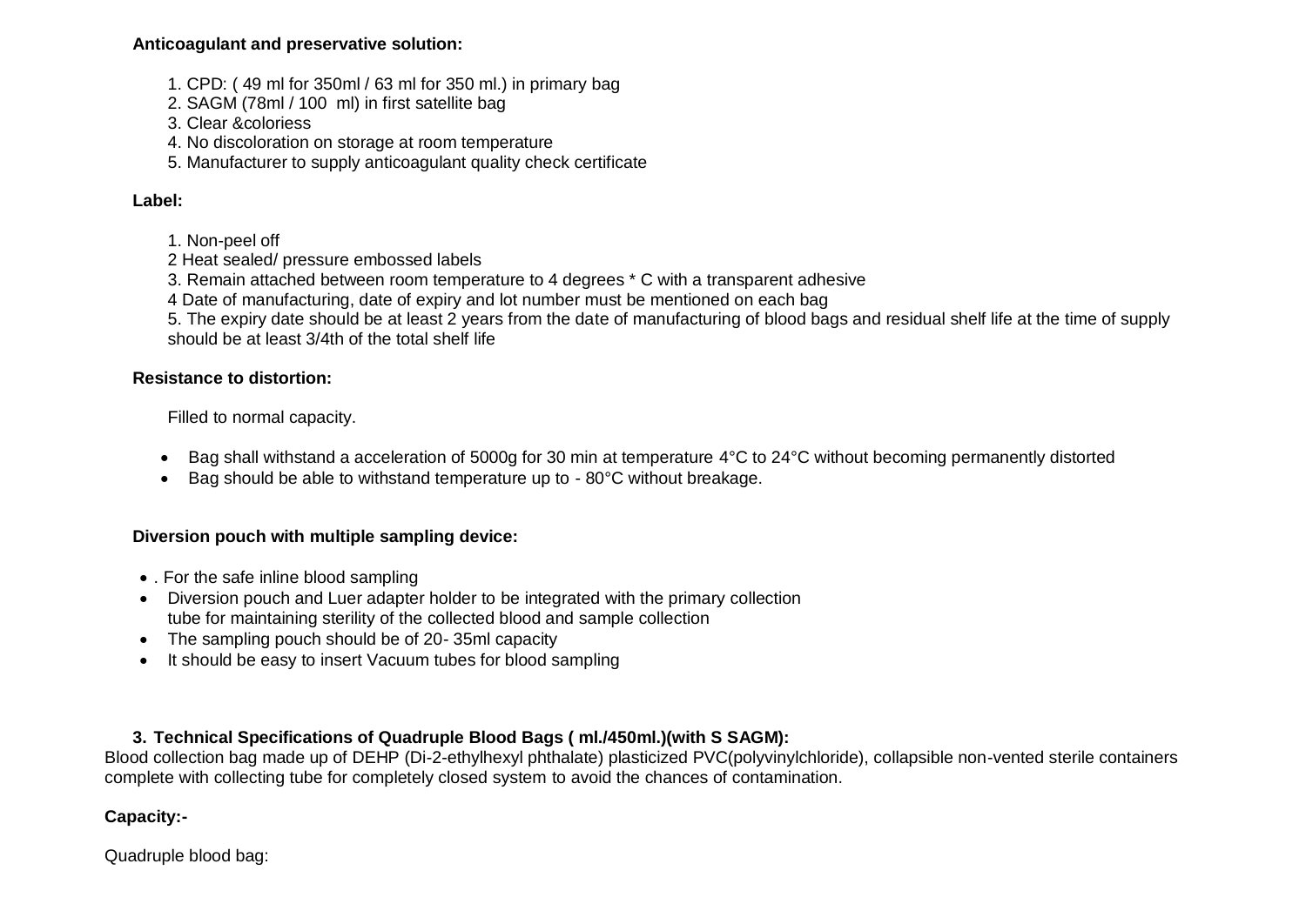**Anticoagulant and preservative solution:**

1. CPD: ( 49 ml for 350ml / 63 ml for 350 ml.) in primary bag
2. SAGM (78ml / 100 ml) in first satellite bag
3. Clear &coloriess
4. No discoloration on storage at room temperature
5. Manufacturer to supply anticoagulant quality check certificate

**Label:**

1. Non-peel off
2 Heat sealed/ pressure embossed labels
3. Remain attached between room temperature to 4 degrees * C with a transparent adhesive
4 Date of manufacturing, date of expiry and lot number must be mentioned on each bag
5. The expiry date should be at least 2 years from the date of manufacturing of blood bags and residual shelf life at the time of supply should be at least 3/4th of the total shelf life

**Resistance to distortion:**

Filled to normal capacity.

- Bag shall withstand a acceleration of 5000g for 30 min at temperature 4°C to 24°C without becoming permanently distorted
- Bag should be able to withstand temperature up to - 80°C without breakage.

**Diversion pouch with multiple sampling device:**

- . For the safe inline blood sampling
- Diversion pouch and Luer adapter holder to be integrated with the primary collection tube for maintaining sterility of the collected blood and sample collection
- The sampling pouch should be of 20- 35ml capacity
- It should be easy to insert Vacuum tubes for blood sampling

**3. Technical Specifications of Quadruple Blood Bags ( ml./450ml.)(with S SAGM):**

Blood collection bag made up of DEHP (Di-2-ethylhexyl phthalate) plasticized PVC(polyvinylchloride), collapsible non-vented sterile containers complete with collecting tube for completely closed system to avoid the chances of contamination.

**Capacity:-**

Quadruple blood bag: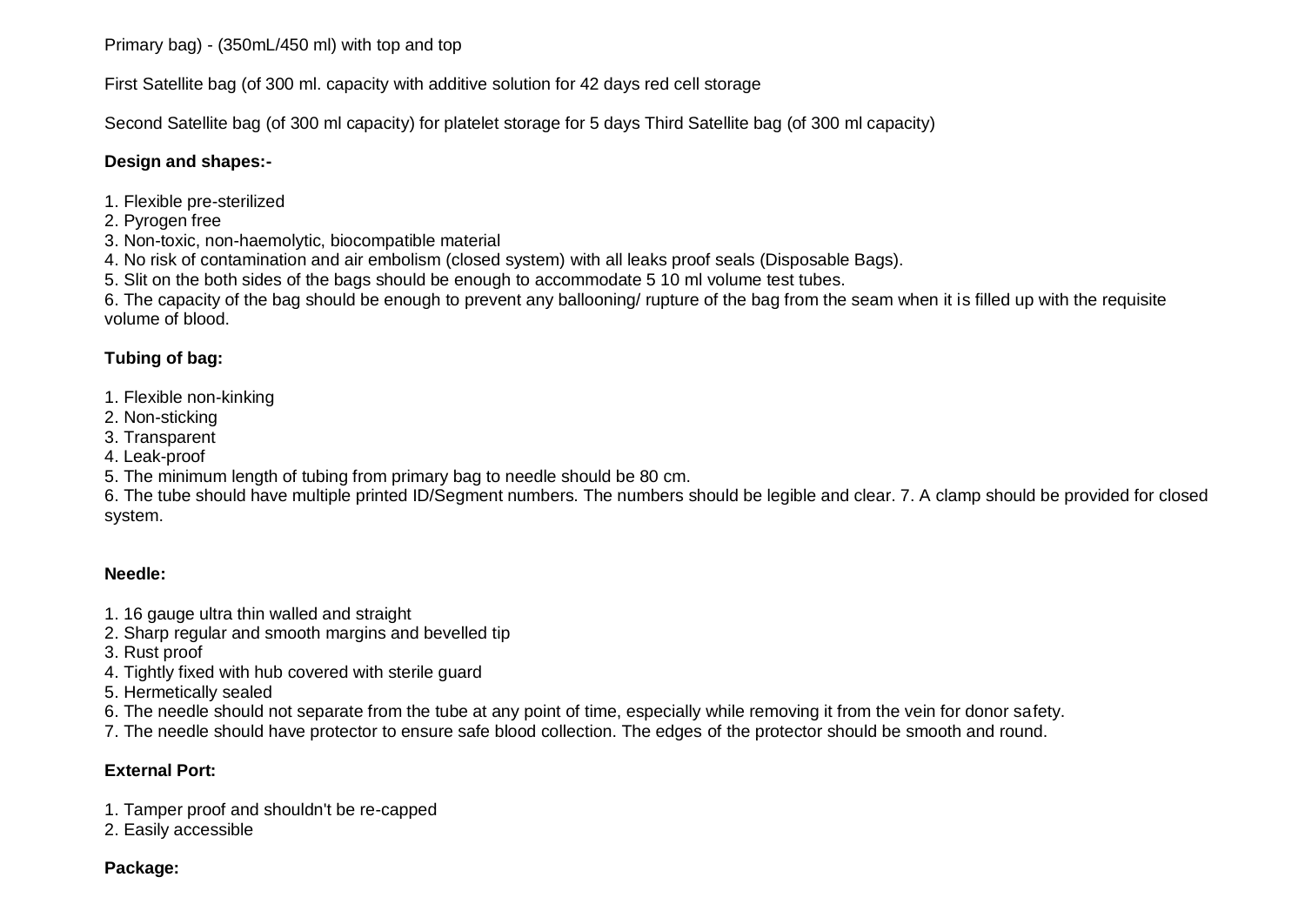Primary bag) - (350mL/450 ml) with top and top

First Satellite bag (of 300 ml. capacity with additive solution for 42 days red cell storage

Second Satellite bag (of 300 ml capacity) for platelet storage for 5 days Third Satellite bag (of 300 ml capacity)

**Design and shapes:-**

1. Flexible pre-sterilized
2. Pyrogen free
3. Non-toxic, non-haemolytic, biocompatible material
4. No risk of contamination and air embolism (closed system) with all leaks proof seals (Disposable Bags).
5. Slit on the both sides of the bags should be enough to accommodate 5 10 ml volume test tubes.
6. The capacity of the bag should be enough to prevent any ballooning/ rupture of the bag from the seam when it is filled up with the requisite volume of blood.

**Tubing of bag:**

1. Flexible non-kinking
2. Non-sticking
3. Transparent
4. Leak-proof
5. The minimum length of tubing from primary bag to needle should be 80 cm.
6. The tube should have multiple printed ID/Segment numbers. The numbers should be legible and clear. 7. A clamp should be provided for closed system.

**Needle:**

1. 16 gauge ultra thin walled and straight
2. Sharp regular and smooth margins and bevelled tip
3. Rust proof
4. Tightly fixed with hub covered with sterile guard
5. Hermetically sealed
6. The needle should not separate from the tube at any point of time, especially while removing it from the vein for donor safety.
7. The needle should have protector to ensure safe blood collection. The edges of the protector should be smooth and round.

**External Port:**

1. Tamper proof and shouldn't be re-capped
2. Easily accessible

**Package:**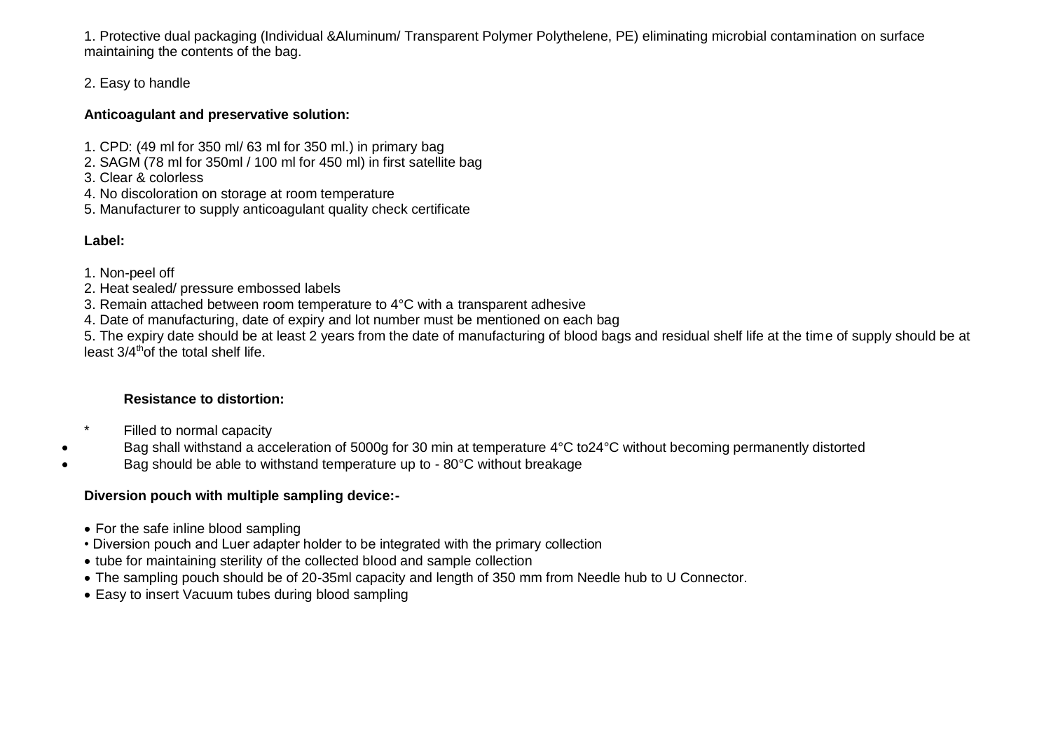1. Protective dual packaging (Individual &Aluminum/ Transparent Polymer Polythelene, PE) eliminating microbial contamination on surface maintaining the contents of the bag.

2. Easy to handle

**Anticoagulant and preservative solution:**

1. CPD: (49 ml for 350 ml/ 63 ml for 350 ml.) in primary bag
2. SAGM (78 ml for 350ml / 100 ml for 450 ml) in first satellite bag
3. Clear & colorless
4. No discoloration on storage at room temperature
5. Manufacturer to supply anticoagulant quality check certificate

**Label:**

1. Non-peel off
2. Heat sealed/ pressure embossed labels
3. Remain attached between room temperature to 4°C with a transparent adhesive
4. Date of manufacturing, date of expiry and lot number must be mentioned on each bag
5. The expiry date should be at least 2 years from the date of manufacturing of blood bags and residual shelf life at the time of supply should be at least 3/4th of the total shelf life.

**Resistance to distortion:**

* Filled to normal capacity
- Bag shall withstand a acceleration of 5000g for 30 min at temperature 4°C to24°C without becoming permanently distorted
- Bag should be able to withstand temperature up to - 80°C without breakage

**Diversion pouch with multiple sampling device:-**

- For the safe inline blood sampling
- Diversion pouch and Luer adapter holder to be integrated with the primary collection
- tube for maintaining sterility of the collected blood and sample collection
- The sampling pouch should be of 20-35ml capacity and length of 350 mm from Needle hub to U Connector.
- Easy to insert Vacuum tubes during blood sampling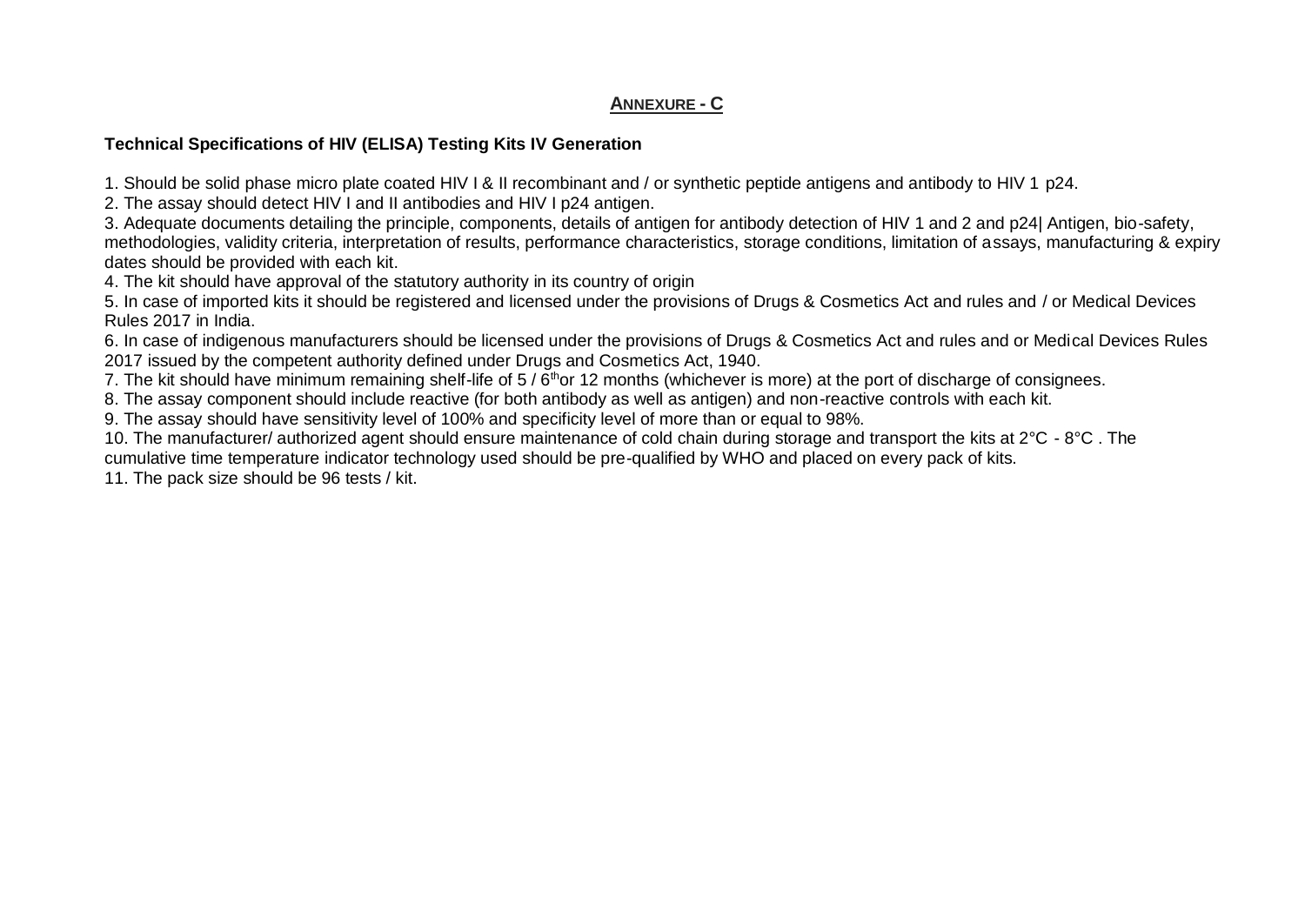## ANNEXURE - C

**Technical Specifications of HIV (ELISA) Testing Kits IV Generation**

1. Should be solid phase micro plate coated HIV I & II recombinant and / or synthetic peptide antigens and antibody to HIV 1 p24.
2. The assay should detect HIV I and II antibodies and HIV I p24 antigen.
3. Adequate documents detailing the principle, components, details of antigen for antibody detection of HIV 1 and 2 and p24| Antigen, bio-safety, methodologies, validity criteria, interpretation of results, performance characteristics, storage conditions, limitation of assays, manufacturing & expiry dates should be provided with each kit.
4. The kit should have approval of the statutory authority in its country of origin
5. In case of imported kits it should be registered and licensed under the provisions of Drugs & Cosmetics Act and rules and / or Medical Devices Rules 2017 in India.
6. In case of indigenous manufacturers should be licensed under the provisions of Drugs & Cosmetics Act and rules and or Medical Devices Rules 2017 issued by the competent authority defined under Drugs and Cosmetics Act, 1940.
7. The kit should have minimum remaining shelf-life of 5 / $6^{th}$or 12 months (whichever is more) at the port of discharge of consignees.
8. The assay component should include reactive (for both antibody as well as antigen) and non-reactive controls with each kit.
9. The assay should have sensitivity level of 100% and specificity level of more than or equal to 98%.
10. The manufacturer/ authorized agent should ensure maintenance of cold chain during storage and transport the kits at 2°C - 8°C . The cumulative time temperature indicator technology used should be pre-qualified by WHO and placed on every pack of kits.
11. The pack size should be 96 tests / kit.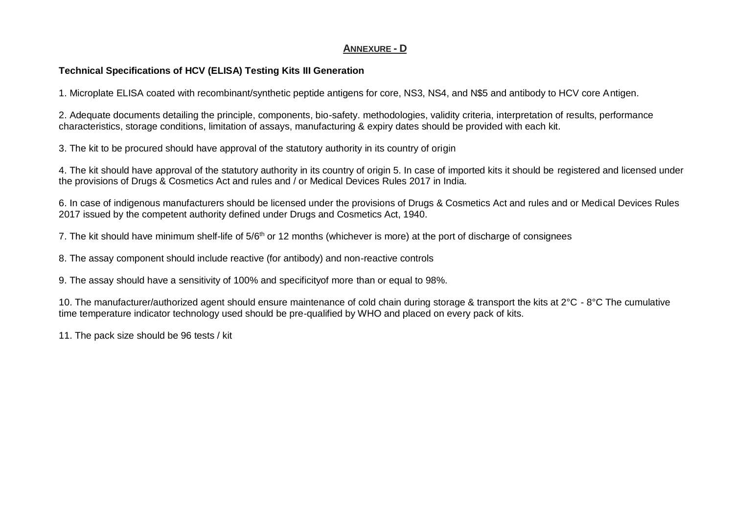## <u>Annexure - D</u>

**Technical Specifications of HCV (ELISA) Testing Kits III Generation**

1. Microplate ELISA coated with recombinant/synthetic peptide antigens for core, NS3, NS4, and N$5 and antibody to HCV core Antigen.

2. Adequate documents detailing the principle, components, bio-safety. methodologies, validity criteria, interpretation of results, performance characteristics, storage conditions, limitation of assays, manufacturing & expiry dates should be provided with each kit.

3. The kit to be procured should have approval of the statutory authority in its country of origin

4. The kit should have approval of the statutory authority in its country of origin 5. In case of imported kits it should be registered and licensed under the provisions of Drugs & Cosmetics Act and rules and / or Medical Devices Rules 2017 in India.

6. In case of indigenous manufacturers should be licensed under the provisions of Drugs & Cosmetics Act and rules and or Medical Devices Rules 2017 issued by the competent authority defined under Drugs and Cosmetics Act, 1940.

7. The kit should have minimum shelf-life of 5/6$^{th}$ or 12 months (whichever is more) at the port of discharge of consignees

8. The assay component should include reactive (for antibody) and non-reactive controls

9. The assay should have a sensitivity of 100% and specificityof more than or equal to 98%.

10. The manufacturer/authorized agent should ensure maintenance of cold chain during storage & transport the kits at 2°C - 8°C The cumulative time temperature indicator technology used should be pre-qualified by WHO and placed on every pack of kits.

11. The pack size should be 96 tests / kit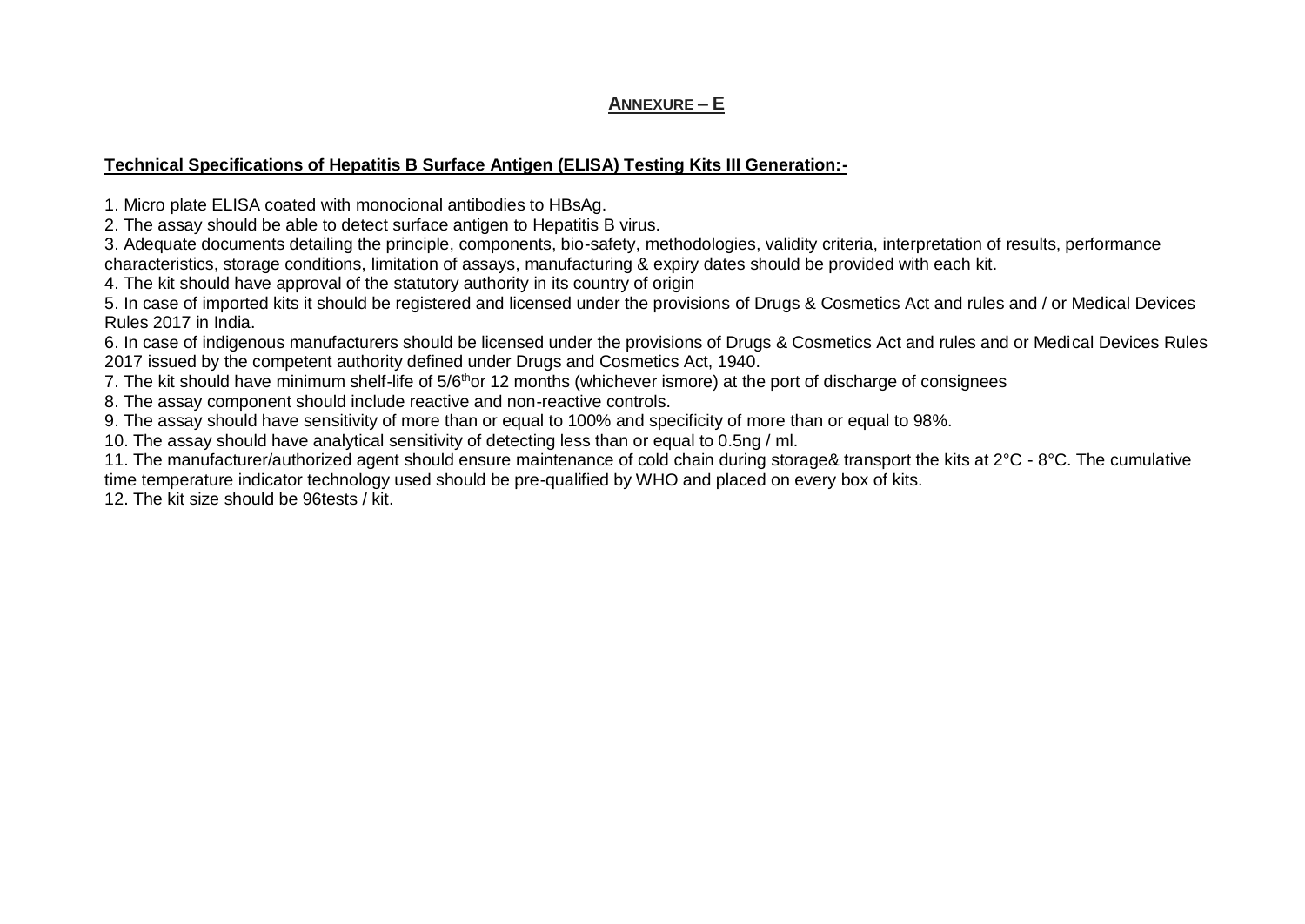## ANNEXURE – E

**Technical Specifications of Hepatitis B Surface Antigen (ELISA) Testing Kits III Generation:-**

1. Micro plate ELISA coated with monocional antibodies to HBsAg.
2. The assay should be able to detect surface antigen to Hepatitis B virus.
3. Adequate documents detailing the principle, components, bio-safety, methodologies, validity criteria, interpretation of results, performance characteristics, storage conditions, limitation of assays, manufacturing & expiry dates should be provided with each kit.
4. The kit should have approval of the statutory authority in its country of origin
5. In case of imported kits it should be registered and licensed under the provisions of Drugs & Cosmetics Act and rules and / or Medical Devices Rules 2017 in India.
6. In case of indigenous manufacturers should be licensed under the provisions of Drugs & Cosmetics Act and rules and or Medical Devices Rules 2017 issued by the competent authority defined under Drugs and Cosmetics Act, 1940.
7. The kit should have minimum shelf-life of 5/6th or 12 months (whichever ismore) at the port of discharge of consignees
8. The assay component should include reactive and non-reactive controls.
9. The assay should have sensitivity of more than or equal to 100% and specificity of more than or equal to 98%.
10. The assay should have analytical sensitivity of detecting less than or equal to 0.5ng / ml.
11. The manufacturer/authorized agent should ensure maintenance of cold chain during storage& transport the kits at 2°C - 8°C. The cumulative time temperature indicator technology used should be pre-qualified by WHO and placed on every box of kits.
12. The kit size should be 96tests / kit.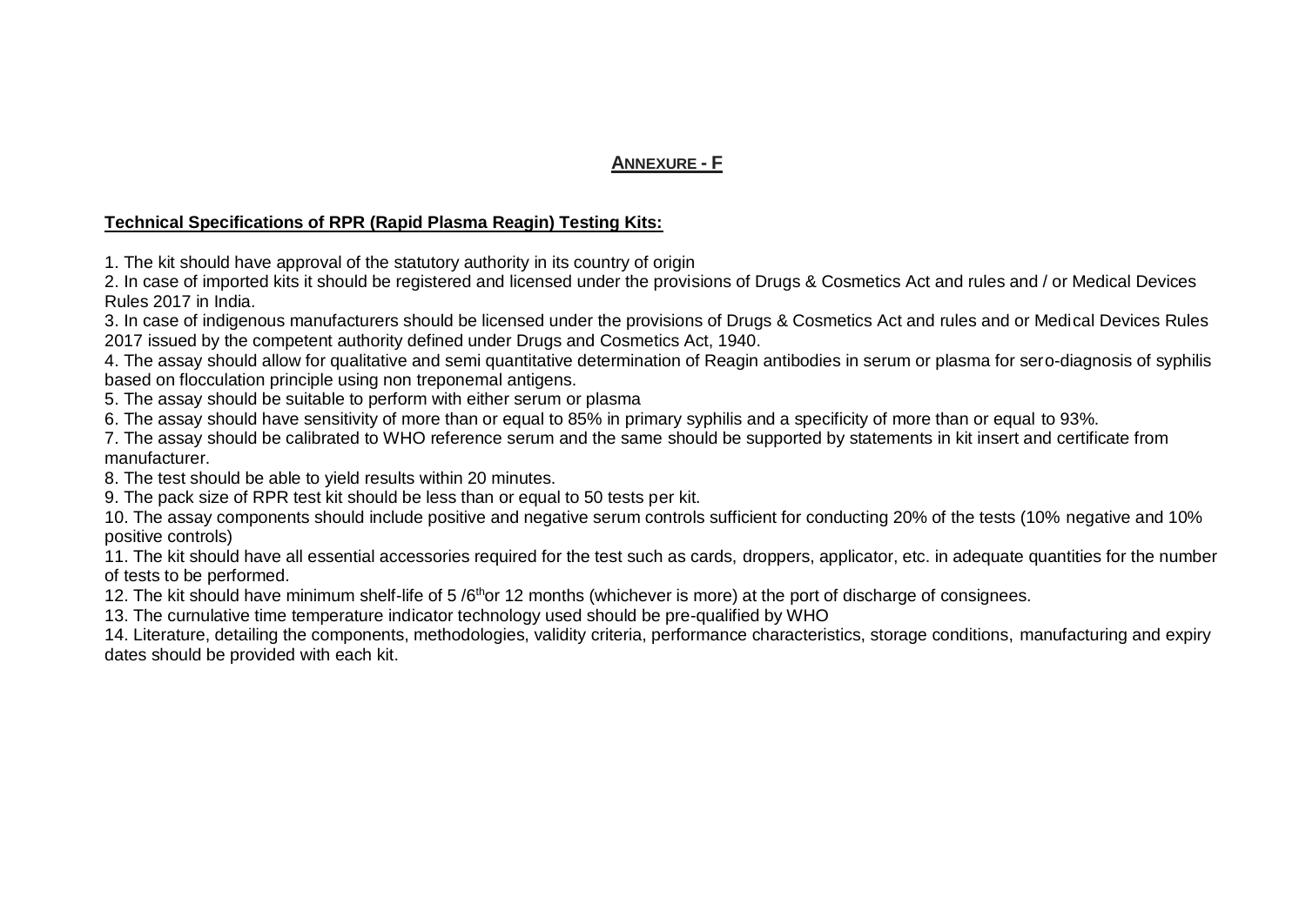## ANNEXURE - F

**Technical Specifications of RPR (Rapid Plasma Reagin) Testing Kits:**

1. The kit should have approval of the statutory authority in its country of origin
2. In case of imported kits it should be registered and licensed under the provisions of Drugs & Cosmetics Act and rules and / or Medical Devices Rules 2017 in India.
3. In case of indigenous manufacturers should be licensed under the provisions of Drugs & Cosmetics Act and rules and or Medical Devices Rules 2017 issued by the competent authority defined under Drugs and Cosmetics Act, 1940.
4. The assay should allow for qualitative and semi quantitative determination of Reagin antibodies in serum or plasma for sero-diagnosis of syphilis based on flocculation principle using non treponemal antigens.
5. The assay should be suitable to perform with either serum or plasma
6. The assay should have sensitivity of more than or equal to 85% in primary syphilis and a specificity of more than or equal to 93%.
7. The assay should be calibrated to WHO reference serum and the same should be supported by statements in kit insert and certificate from manufacturer.
8. The test should be able to yield results within 20 minutes.
9. The pack size of RPR test kit should be less than or equal to 50 tests per kit.
10. The assay components should include positive and negative serum controls sufficient for conducting 20% of the tests (10% negative and 10% positive controls)
11. The kit should have all essential accessories required for the test such as cards, droppers, applicator, etc. in adequate quantities for the number of tests to be performed.
12. The kit should have minimum shelf-life of 5 /6th or 12 months (whichever is more) at the port of discharge of consignees.
13. The curnulative time temperature indicator technology used should be pre-qualified by WHO
14. Literature, detailing the components, methodologies, validity criteria, performance characteristics, storage conditions, manufacturing and expiry dates should be provided with each kit.